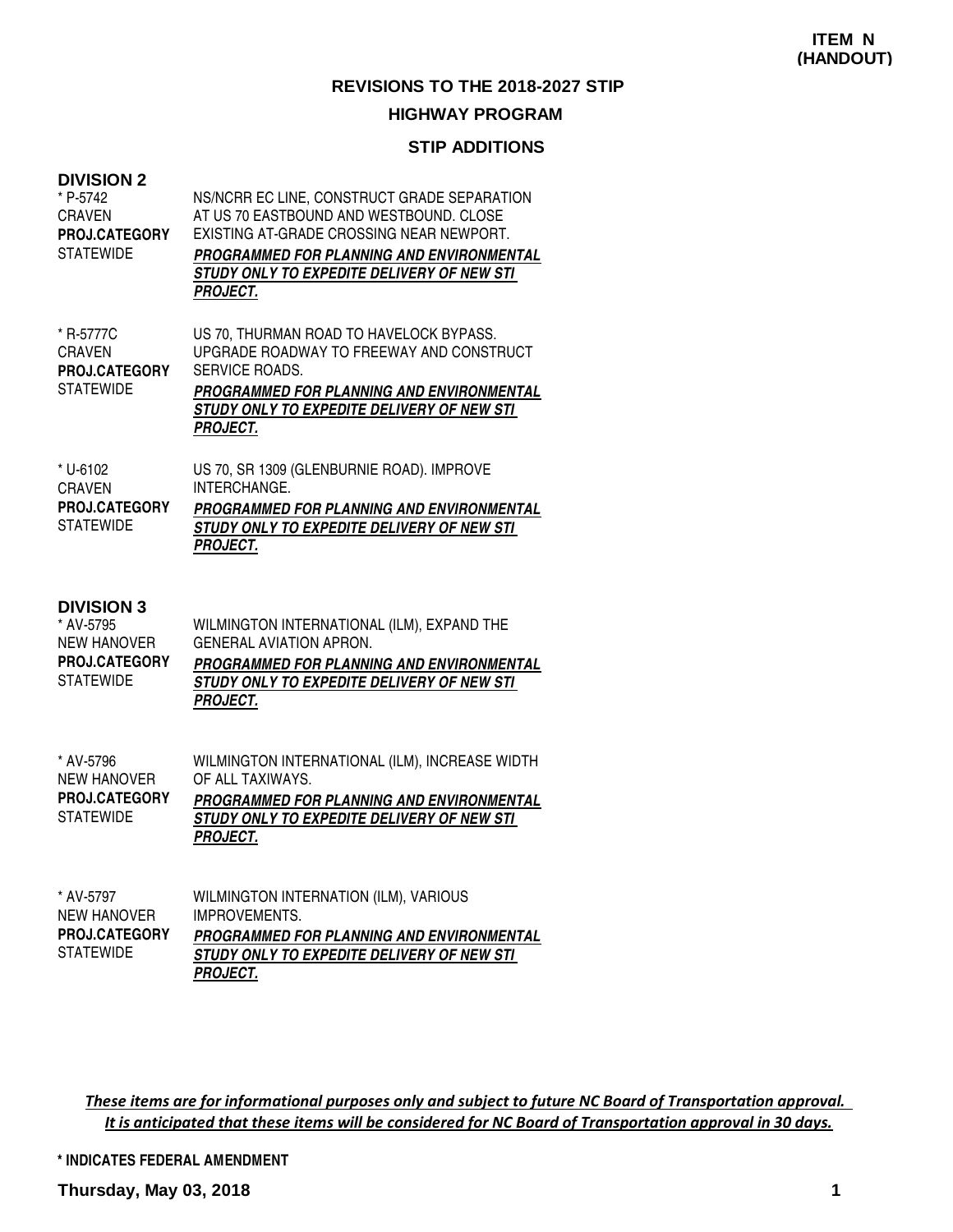**ITEM N (HANDOUT)**

# REVISIONS TO THE 2018-2027 STIP

## HIGHWAY PROGRAM

### STIP ADDITIONS

**DIVISION 2**

| | |
|---|---|
| * P-5742<br>CRAVEN<br>**PROJ.CATEGORY**<br>STATEWIDE | NS/NCRR EC LINE, CONSTRUCT GRADE SEPARATION AT US 70 EASTBOUND AND WESTBOUND. CLOSE EXISTING AT-GRADE CROSSING NEAR NEWPORT.<br>***PROGRAMMED FOR PLANNING AND ENVIRONMENTAL STUDY ONLY TO EXPEDITE DELIVERY OF NEW STI PROJECT.*** |
| * R-5777C<br>CRAVEN<br>**PROJ.CATEGORY**<br>STATEWIDE | US 70, THURMAN ROAD TO HAVELOCK BYPASS. UPGRADE ROADWAY TO FREEWAY AND CONSTRUCT SERVICE ROADS.<br>***PROGRAMMED FOR PLANNING AND ENVIRONMENTAL STUDY ONLY TO EXPEDITE DELIVERY OF NEW STI PROJECT.*** |
| * U-6102<br>CRAVEN<br>**PROJ.CATEGORY**<br>STATEWIDE | US 70, SR 1309 (GLENBURNIE ROAD). IMPROVE INTERCHANGE.<br>***PROGRAMMED FOR PLANNING AND ENVIRONMENTAL STUDY ONLY TO EXPEDITE DELIVERY OF NEW STI PROJECT.*** |

**DIVISION 3**

| | |
|---|---|
| * AV-5795<br>NEW HANOVER<br>**PROJ.CATEGORY**<br>STATEWIDE | WILMINGTON INTERNATIONAL (ILM), EXPAND THE GENERAL AVIATION APRON.<br>***PROGRAMMED FOR PLANNING AND ENVIRONMENTAL STUDY ONLY TO EXPEDITE DELIVERY OF NEW STI PROJECT.*** |
| * AV-5796<br>NEW HANOVER<br>**PROJ.CATEGORY**<br>STATEWIDE | WILMINGTON INTERNATIONAL (ILM), INCREASE WIDTH OF ALL TAXIWAYS.<br>***PROGRAMMED FOR PLANNING AND ENVIRONMENTAL STUDY ONLY TO EXPEDITE DELIVERY OF NEW STI PROJECT.*** |
| * AV-5797<br>NEW HANOVER<br>**PROJ.CATEGORY**<br>STATEWIDE | WILMINGTON INTERNATION (ILM), VARIOUS IMPROVEMENTS.<br>***PROGRAMMED FOR PLANNING AND ENVIRONMENTAL STUDY ONLY TO EXPEDITE DELIVERY OF NEW STI PROJECT.*** |

*These items are for informational purposes only and subject to future NC Board of Transportation approval. It is anticipated that these items will be considered for NC Board of Transportation approval in 30 days.*

**\* INDICATES FEDERAL AMENDMENT**

**Thursday, May 03, 2018**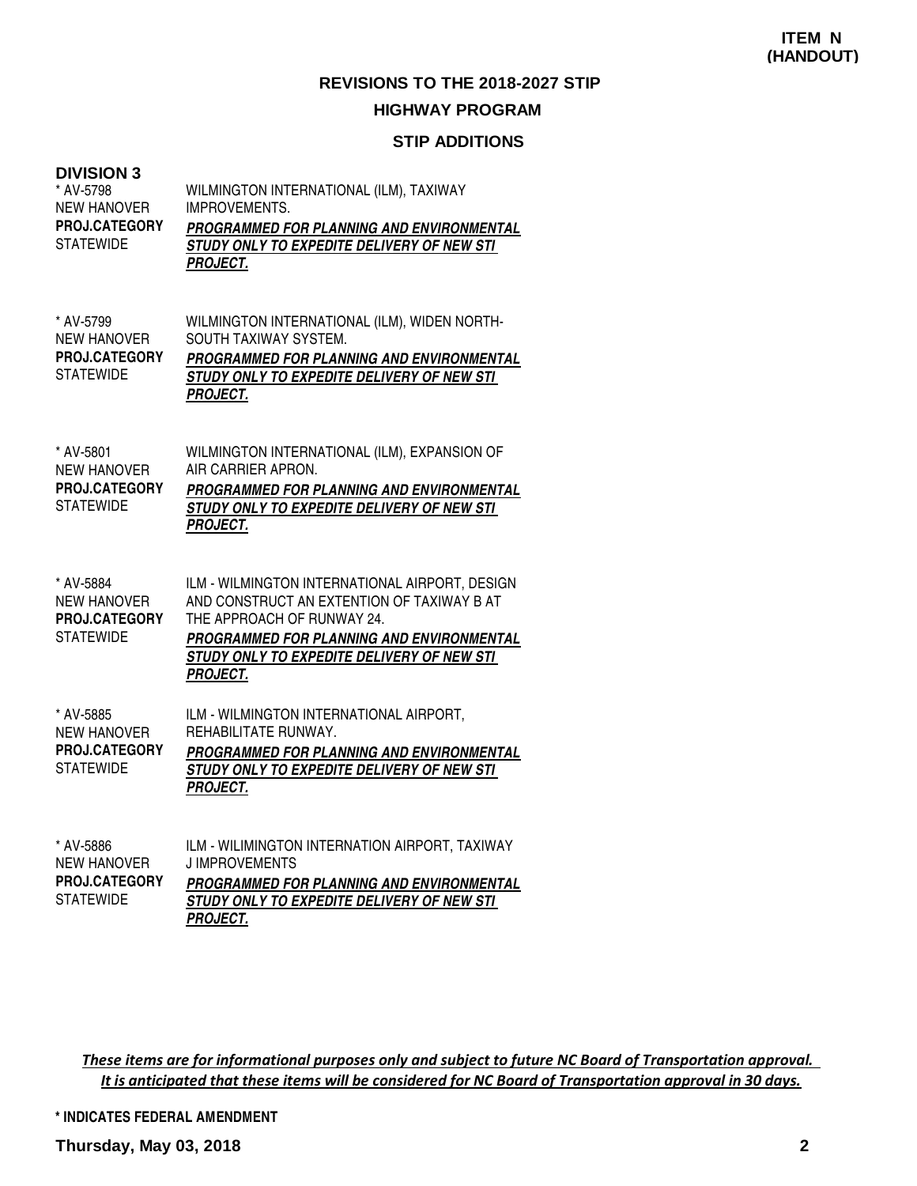**ITEM N (HANDOUT)**

## REVISIONS TO THE 2018-2027 STIP

## HIGHWAY PROGRAM

### STIP ADDITIONS

### DIVISION 3

| | |
|---|---|
| * AV-5798<br>NEW HANOVER<br>**PROJ.CATEGORY**<br>STATEWIDE | WILMINGTON INTERNATIONAL (ILM), TAXIWAY IMPROVEMENTS.<br>***PROGRAMMED FOR PLANNING AND ENVIRONMENTAL STUDY ONLY TO EXPEDITE DELIVERY OF NEW STI PROJECT.*** |
| * AV-5799<br>NEW HANOVER<br>**PROJ.CATEGORY**<br>STATEWIDE | WILMINGTON INTERNATIONAL (ILM), WIDEN NORTH-SOUTH TAXIWAY SYSTEM.<br>***PROGRAMMED FOR PLANNING AND ENVIRONMENTAL STUDY ONLY TO EXPEDITE DELIVERY OF NEW STI PROJECT.*** |
| * AV-5801<br>NEW HANOVER<br>**PROJ.CATEGORY**<br>STATEWIDE | WILMINGTON INTERNATIONAL (ILM), EXPANSION OF AIR CARRIER APRON.<br>***PROGRAMMED FOR PLANNING AND ENVIRONMENTAL STUDY ONLY TO EXPEDITE DELIVERY OF NEW STI PROJECT.*** |
| * AV-5884<br>NEW HANOVER<br>**PROJ.CATEGORY**<br>STATEWIDE | ILM - WILMINGTON INTERNATIONAL AIRPORT, DESIGN AND CONSTRUCT AN EXTENTION OF TAXIWAY B AT THE APPROACH OF RUNWAY 24.<br>***PROGRAMMED FOR PLANNING AND ENVIRONMENTAL STUDY ONLY TO EXPEDITE DELIVERY OF NEW STI PROJECT.*** |
| * AV-5885<br>NEW HANOVER<br>**PROJ.CATEGORY**<br>STATEWIDE | ILM - WILMINGTON INTERNATIONAL AIRPORT, REHABILITATE RUNWAY.<br>***PROGRAMMED FOR PLANNING AND ENVIRONMENTAL STUDY ONLY TO EXPEDITE DELIVERY OF NEW STI PROJECT.*** |
| * AV-5886<br>NEW HANOVER<br>**PROJ.CATEGORY**<br>STATEWIDE | ILM - WILIMINGTON INTERNATION AIRPORT, TAXIWAY J IMPROVEMENTS<br>***PROGRAMMED FOR PLANNING AND ENVIRONMENTAL STUDY ONLY TO EXPEDITE DELIVERY OF NEW STI PROJECT.*** |

***These items are for informational purposes only and subject to future NC Board of Transportation approval. It is anticipated that these items will be considered for NC Board of Transportation approval in 30 days.***

**\* INDICATES FEDERAL AMENDMENT**

**Thursday, May 03, 2018**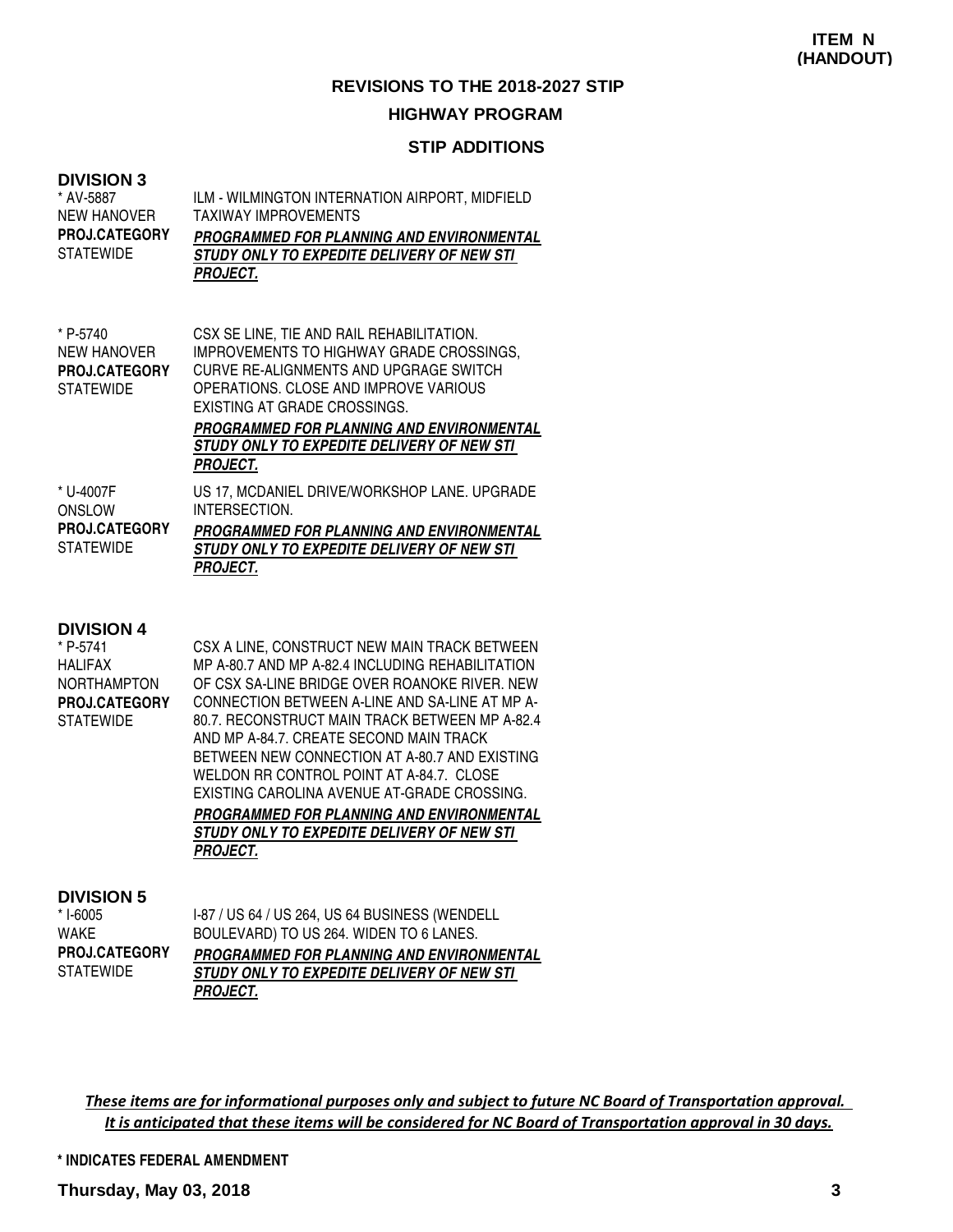**ITEM N (HANDOUT)**

# REVISIONS TO THE 2018-2027 STIP

## HIGHWAY PROGRAM

### STIP ADDITIONS

**DIVISION 3**

* AV-5887
NEW HANOVER
**PROJ.CATEGORY**
STATEWIDE

ILM - WILMINGTON INTERNATION AIRPORT, MIDFIELD TAXIWAY IMPROVEMENTS
***PROGRAMMED FOR PLANNING AND ENVIRONMENTAL STUDY ONLY TO EXPEDITE DELIVERY OF NEW STI PROJECT.***

* P-5740
NEW HANOVER
**PROJ.CATEGORY**
STATEWIDE

CSX SE LINE, TIE AND RAIL REHABILITATION. IMPROVEMENTS TO HIGHWAY GRADE CROSSINGS, CURVE RE-ALIGNMENTS AND UPGRAGE SWITCH OPERATIONS. CLOSE AND IMPROVE VARIOUS EXISTING AT GRADE CROSSINGS.
***PROGRAMMED FOR PLANNING AND ENVIRONMENTAL STUDY ONLY TO EXPEDITE DELIVERY OF NEW STI PROJECT.***

* U-4007F
ONSLOW
**PROJ.CATEGORY**
STATEWIDE

US 17, MCDANIEL DRIVE/WORKSHOP LANE. UPGRADE INTERSECTION.
***PROGRAMMED FOR PLANNING AND ENVIRONMENTAL STUDY ONLY TO EXPEDITE DELIVERY OF NEW STI PROJECT.***

**DIVISION 4**

* P-5741
HALIFAX
NORTHAMPTON
**PROJ.CATEGORY**
STATEWIDE

CSX A LINE, CONSTRUCT NEW MAIN TRACK BETWEEN MP A-80.7 AND MP A-82.4 INCLUDING REHABILITATION OF CSX SA-LINE BRIDGE OVER ROANOKE RIVER. NEW CONNECTION BETWEEN A-LINE AND SA-LINE AT MP A-80.7. RECONSTRUCT MAIN TRACK BETWEEN MP A-82.4 AND MP A-84.7. CREATE SECOND MAIN TRACK BETWEEN NEW CONNECTION AT A-80.7 AND EXISTING WELDON RR CONTROL POINT AT A-84.7. CLOSE EXISTING CAROLINA AVENUE AT-GRADE CROSSING.
***PROGRAMMED FOR PLANNING AND ENVIRONMENTAL STUDY ONLY TO EXPEDITE DELIVERY OF NEW STI PROJECT.***

**DIVISION 5**

* I-6005
WAKE
**PROJ.CATEGORY**
STATEWIDE

I-87 / US 64 / US 264, US 64 BUSINESS (WENDELL BOULEVARD) TO US 264. WIDEN TO 6 LANES.
***PROGRAMMED FOR PLANNING AND ENVIRONMENTAL STUDY ONLY TO EXPEDITE DELIVERY OF NEW STI PROJECT.***

*These items are for informational purposes only and subject to future NC Board of Transportation approval. It is anticipated that these items will be considered for NC Board of Transportation approval in 30 days.*

**\* INDICATES FEDERAL AMENDMENT**

**Thursday, May 03, 2018**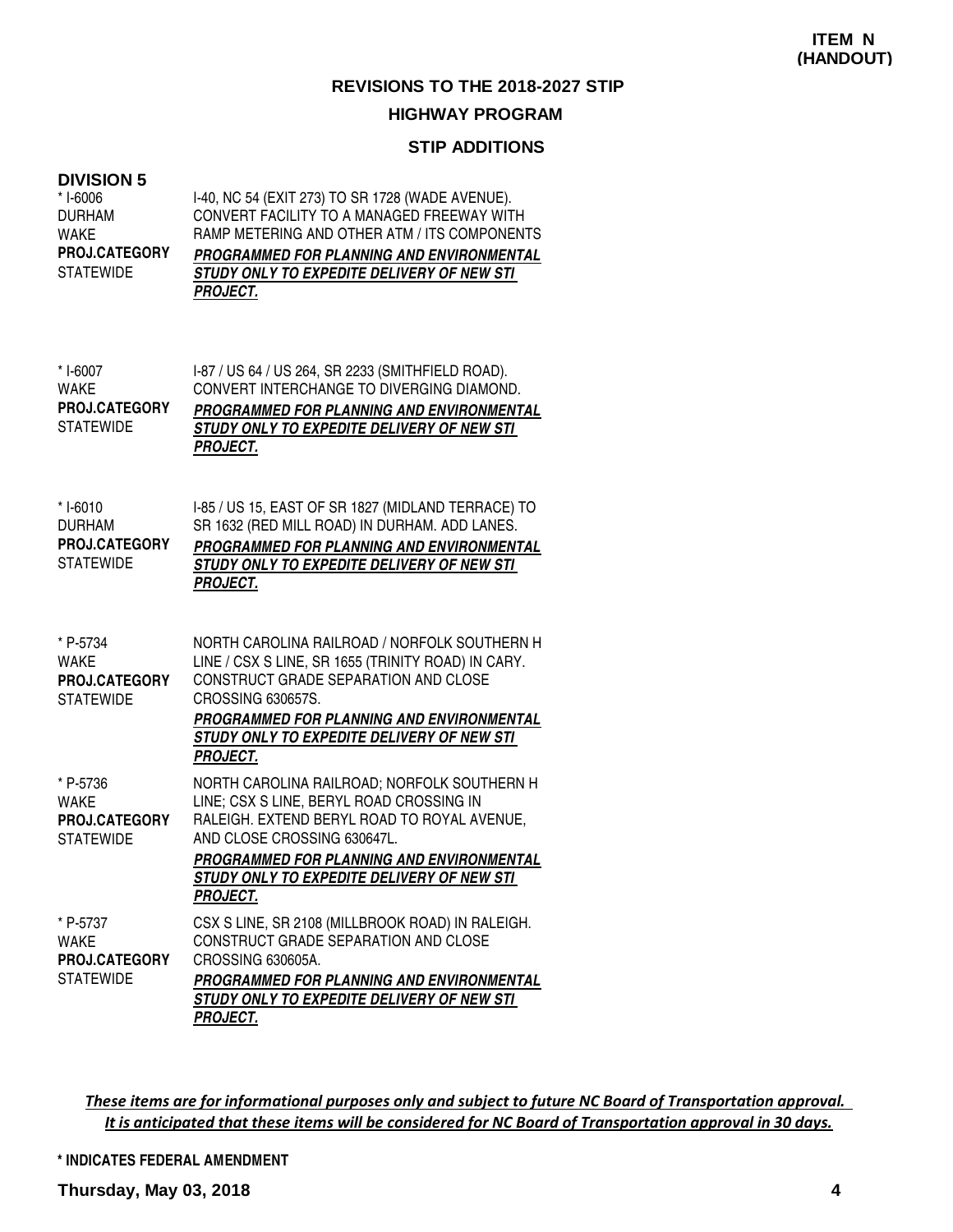**ITEM N (HANDOUT)**

## REVISIONS TO THE 2018-2027 STIP

## HIGHWAY PROGRAM

### STIP ADDITIONS

### DIVISION 5

| | |
|---|---|
| * I-6006<br>DURHAM<br>WAKE<br>**PROJ.CATEGORY**<br>STATEWIDE | I-40, NC 54 (EXIT 273) TO SR 1728 (WADE AVENUE). CONVERT FACILITY TO A MANAGED FREEWAY WITH RAMP METERING AND OTHER ATM / ITS COMPONENTS<br>***PROGRAMMED FOR PLANNING AND ENVIRONMENTAL STUDY ONLY TO EXPEDITE DELIVERY OF NEW STI PROJECT.*** |
| * I-6007<br>WAKE<br>**PROJ.CATEGORY**<br>STATEWIDE | I-87 / US 64 / US 264, SR 2233 (SMITHFIELD ROAD). CONVERT INTERCHANGE TO DIVERGING DIAMOND.<br>***PROGRAMMED FOR PLANNING AND ENVIRONMENTAL STUDY ONLY TO EXPEDITE DELIVERY OF NEW STI PROJECT.*** |
| * I-6010<br>DURHAM<br>**PROJ.CATEGORY**<br>STATEWIDE | I-85 / US 15, EAST OF SR 1827 (MIDLAND TERRACE) TO SR 1632 (RED MILL ROAD) IN DURHAM. ADD LANES.<br>***PROGRAMMED FOR PLANNING AND ENVIRONMENTAL STUDY ONLY TO EXPEDITE DELIVERY OF NEW STI PROJECT.*** |
| * P-5734<br>WAKE<br>**PROJ.CATEGORY**<br>STATEWIDE | NORTH CAROLINA RAILROAD / NORFOLK SOUTHERN H LINE / CSX S LINE, SR 1655 (TRINITY ROAD) IN CARY. CONSTRUCT GRADE SEPARATION AND CLOSE CROSSING 630657S.<br>***PROGRAMMED FOR PLANNING AND ENVIRONMENTAL STUDY ONLY TO EXPEDITE DELIVERY OF NEW STI PROJECT.*** |
| * P-5736<br>WAKE<br>**PROJ.CATEGORY**<br>STATEWIDE | NORTH CAROLINA RAILROAD; NORFOLK SOUTHERN H LINE; CSX S LINE, BERYL ROAD CROSSING IN RALEIGH. EXTEND BERYL ROAD TO ROYAL AVENUE, AND CLOSE CROSSING 630647L.<br>***PROGRAMMED FOR PLANNING AND ENVIRONMENTAL STUDY ONLY TO EXPEDITE DELIVERY OF NEW STI PROJECT.*** |
| * P-5737<br>WAKE<br>**PROJ.CATEGORY**<br>STATEWIDE | CSX S LINE, SR 2108 (MILLBROOK ROAD) IN RALEIGH. CONSTRUCT GRADE SEPARATION AND CLOSE CROSSING 630605A.<br>***PROGRAMMED FOR PLANNING AND ENVIRONMENTAL STUDY ONLY TO EXPEDITE DELIVERY OF NEW STI PROJECT.*** |

***These items are for informational purposes only and subject to future NC Board of Transportation approval. It is anticipated that these items will be considered for NC Board of Transportation approval in 30 days.***

**\* INDICATES FEDERAL AMENDMENT**

**Thursday, May 03, 2018**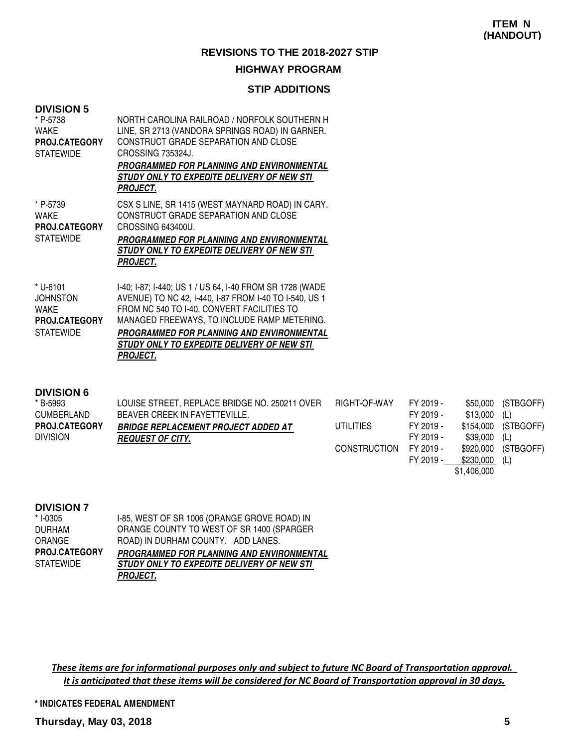**ITEM N (HANDOUT)**

# REVISIONS TO THE 2018-2027 STIP

## HIGHWAY PROGRAM

### STIP ADDITIONS

**DIVISION 5**

* P-5738
WAKE
**PROJ.CATEGORY**
STATEWIDE

NORTH CAROLINA RAILROAD / NORFOLK SOUTHERN H LINE, SR 2713 (VANDORA SPRINGS ROAD) IN GARNER. CONSTRUCT GRADE SEPARATION AND CLOSE CROSSING 735324J.
***PROGRAMMED FOR PLANNING AND ENVIRONMENTAL STUDY ONLY TO EXPEDITE DELIVERY OF NEW STI PROJECT.***

* P-5739
WAKE
**PROJ.CATEGORY**
STATEWIDE

CSX S LINE, SR 1415 (WEST MAYNARD ROAD) IN CARY. CONSTRUCT GRADE SEPARATION AND CLOSE CROSSING 643400U.
***PROGRAMMED FOR PLANNING AND ENVIRONMENTAL STUDY ONLY TO EXPEDITE DELIVERY OF NEW STI PROJECT.***

* U-6101
JOHNSTON
WAKE
**PROJ.CATEGORY**
STATEWIDE

I-40; I-87; I-440; US 1 / US 64, I-40 FROM SR 1728 (WADE AVENUE) TO NC 42, I-440, I-87 FROM I-40 TO I-540, US 1 FROM NC 540 TO I-40. CONVERT FACILITIES TO MANAGED FREEWAYS, TO INCLUDE RAMP METERING.
***PROGRAMMED FOR PLANNING AND ENVIRONMENTAL STUDY ONLY TO EXPEDITE DELIVERY OF NEW STI PROJECT.***

**DIVISION 6**

* B-5993
CUMBERLAND
**PROJ.CATEGORY**
DIVISION

LOUISE STREET, REPLACE BRIDGE NO. 250211 OVER BEAVER CREEK IN FAYETTEVILLE.
***BRIDGE REPLACEMENT PROJECT ADDED AT REQUEST OF CITY.***

| Phase | FY | Amount | Fund |
|---|---|---|---|
| RIGHT-OF-WAY | FY 2019 - | $50,000 | (STBGOFF) |
| | FY 2019 - | $13,000 | (L) |
| UTILITIES | FY 2019 - | $154,000 | (STBGOFF) |
| | FY 2019 - | $39,000 | (L) |
| CONSTRUCTION | FY 2019 - | $920,000 | (STBGOFF) |
| | FY 2019 - | $230,000 | (L) |
| | | $1,406,000 | |

**DIVISION 7**

* I-0305
DURHAM
ORANGE
**PROJ.CATEGORY**
STATEWIDE

I-85, WEST OF SR 1006 (ORANGE GROVE ROAD) IN ORANGE COUNTY TO WEST OF SR 1400 (SPARGER ROAD) IN DURHAM COUNTY. ADD LANES.
***PROGRAMMED FOR PLANNING AND ENVIRONMENTAL STUDY ONLY TO EXPEDITE DELIVERY OF NEW STI PROJECT.***

*These items are for informational purposes only and subject to future NC Board of Transportation approval. It is anticipated that these items will be considered for NC Board of Transportation approval in 30 days.*

**\* INDICATES FEDERAL AMENDMENT**

**Thursday, May 03, 2018**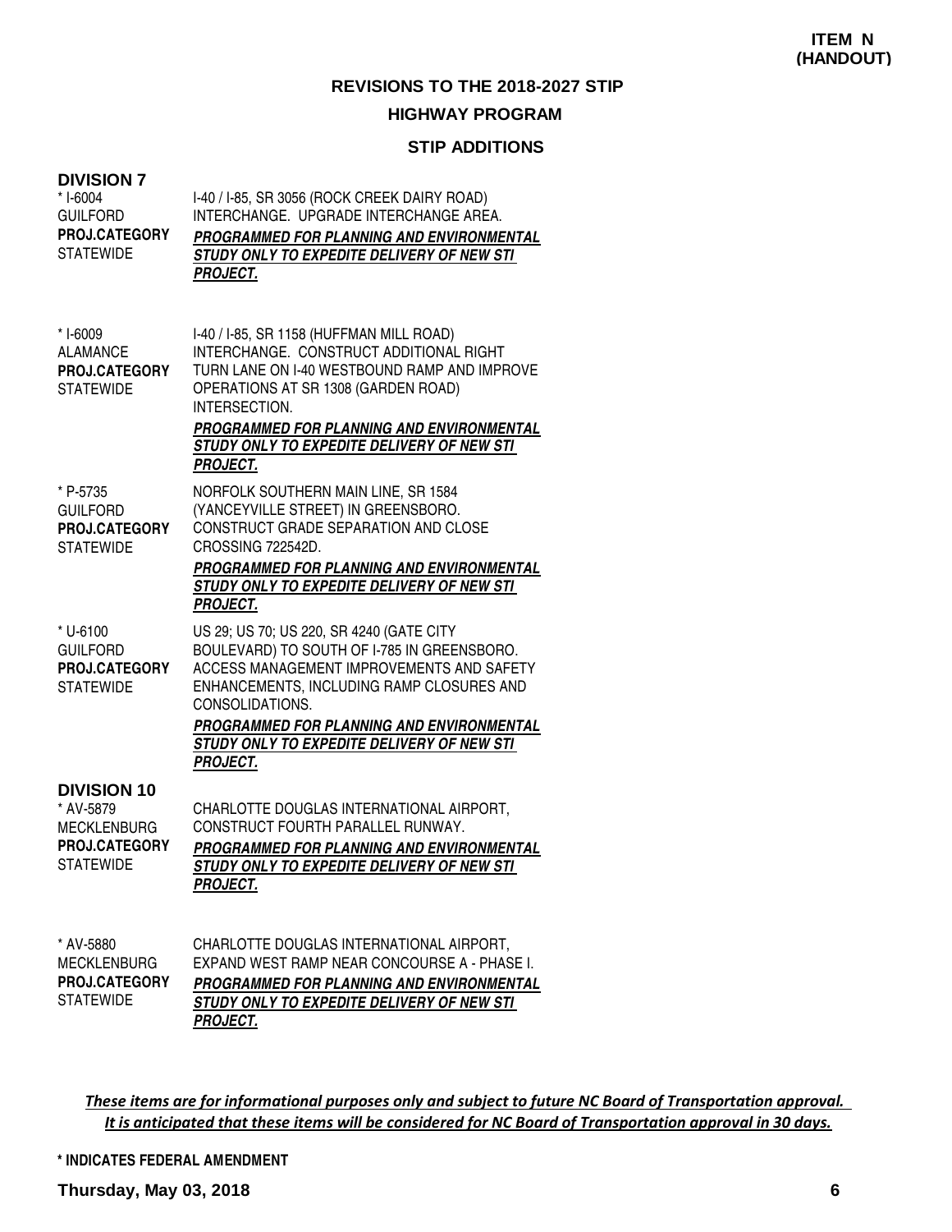**ITEM N (HANDOUT)**

## REVISIONS TO THE 2018-2027 STIP

### HIGHWAY PROGRAM

### STIP ADDITIONS

**DIVISION 7**

| | |
|---|---|
| * I-6004<br>GUILFORD<br>**PROJ.CATEGORY**<br>STATEWIDE | I-40 / I-85, SR 3056 (ROCK CREEK DAIRY ROAD) INTERCHANGE. UPGRADE INTERCHANGE AREA.<br>***PROGRAMMED FOR PLANNING AND ENVIRONMENTAL STUDY ONLY TO EXPEDITE DELIVERY OF NEW STI PROJECT.*** |
| * I-6009<br>ALAMANCE<br>**PROJ.CATEGORY**<br>STATEWIDE | I-40 / I-85, SR 1158 (HUFFMAN MILL ROAD) INTERCHANGE. CONSTRUCT ADDITIONAL RIGHT TURN LANE ON I-40 WESTBOUND RAMP AND IMPROVE OPERATIONS AT SR 1308 (GARDEN ROAD) INTERSECTION.<br>***PROGRAMMED FOR PLANNING AND ENVIRONMENTAL STUDY ONLY TO EXPEDITE DELIVERY OF NEW STI PROJECT.*** |
| * P-5735<br>GUILFORD<br>**PROJ.CATEGORY**<br>STATEWIDE | NORFOLK SOUTHERN MAIN LINE, SR 1584 (YANCEYVILLE STREET) IN GREENSBORO. CONSTRUCT GRADE SEPARATION AND CLOSE CROSSING 722542D.<br>***PROGRAMMED FOR PLANNING AND ENVIRONMENTAL STUDY ONLY TO EXPEDITE DELIVERY OF NEW STI PROJECT.*** |
| * U-6100<br>GUILFORD<br>**PROJ.CATEGORY**<br>STATEWIDE | US 29; US 70; US 220, SR 4240 (GATE CITY BOULEVARD) TO SOUTH OF I-785 IN GREENSBORO. ACCESS MANAGEMENT IMPROVEMENTS AND SAFETY ENHANCEMENTS, INCLUDING RAMP CLOSURES AND CONSOLIDATIONS.<br>***PROGRAMMED FOR PLANNING AND ENVIRONMENTAL STUDY ONLY TO EXPEDITE DELIVERY OF NEW STI PROJECT.*** |

**DIVISION 10**

| | |
|---|---|
| * AV-5879<br>MECKLENBURG<br>**PROJ.CATEGORY**<br>STATEWIDE | CHARLOTTE DOUGLAS INTERNATIONAL AIRPORT, CONSTRUCT FOURTH PARALLEL RUNWAY.<br>***PROGRAMMED FOR PLANNING AND ENVIRONMENTAL STUDY ONLY TO EXPEDITE DELIVERY OF NEW STI PROJECT.*** |
| * AV-5880<br>MECKLENBURG<br>**PROJ.CATEGORY**<br>STATEWIDE | CHARLOTTE DOUGLAS INTERNATIONAL AIRPORT, EXPAND WEST RAMP NEAR CONCOURSE A - PHASE I.<br>***PROGRAMMED FOR PLANNING AND ENVIRONMENTAL STUDY ONLY TO EXPEDITE DELIVERY OF NEW STI PROJECT.*** |

*These items are for informational purposes only and subject to future NC Board of Transportation approval. It is anticipated that these items will be considered for NC Board of Transportation approval in 30 days.*

**\* INDICATES FEDERAL AMENDMENT**

**Thursday, May 03, 2018**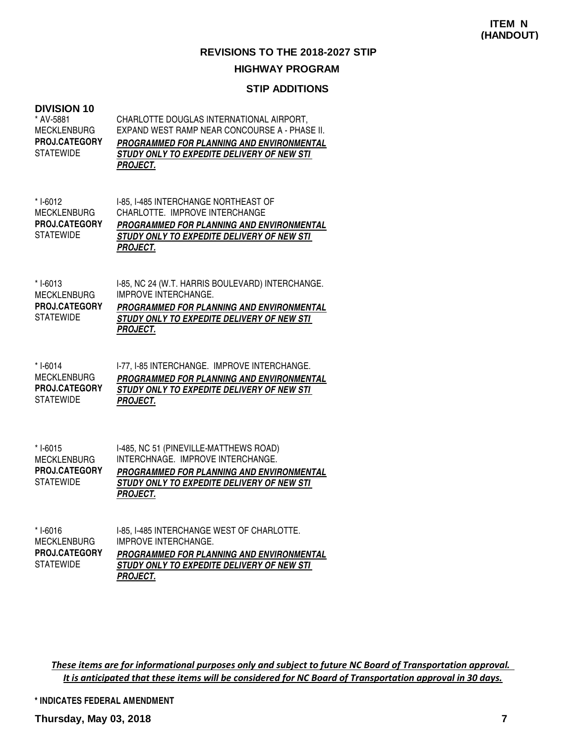**ITEM N (HANDOUT)**

## REVISIONS TO THE 2018-2027 STIP

### HIGHWAY PROGRAM

### STIP ADDITIONS

**DIVISION 10**

| | |
|---|---|
| * AV-5881<br>MECKLENBURG<br>**PROJ.CATEGORY**<br>STATEWIDE | CHARLOTTE DOUGLAS INTERNATIONAL AIRPORT, EXPAND WEST RAMP NEAR CONCOURSE A - PHASE II.<br>***PROGRAMMED FOR PLANNING AND ENVIRONMENTAL STUDY ONLY TO EXPEDITE DELIVERY OF NEW STI PROJECT.*** |
| * I-6012<br>MECKLENBURG<br>**PROJ.CATEGORY**<br>STATEWIDE | I-85, I-485 INTERCHANGE NORTHEAST OF CHARLOTTE. IMPROVE INTERCHANGE<br>***PROGRAMMED FOR PLANNING AND ENVIRONMENTAL STUDY ONLY TO EXPEDITE DELIVERY OF NEW STI PROJECT.*** |
| * I-6013<br>MECKLENBURG<br>**PROJ.CATEGORY**<br>STATEWIDE | I-85, NC 24 (W.T. HARRIS BOULEVARD) INTERCHANGE. IMPROVE INTERCHANGE.<br>***PROGRAMMED FOR PLANNING AND ENVIRONMENTAL STUDY ONLY TO EXPEDITE DELIVERY OF NEW STI PROJECT.*** |
| * I-6014<br>MECKLENBURG<br>**PROJ.CATEGORY**<br>STATEWIDE | I-77, I-85 INTERCHANGE. IMPROVE INTERCHANGE.<br>***PROGRAMMED FOR PLANNING AND ENVIRONMENTAL STUDY ONLY TO EXPEDITE DELIVERY OF NEW STI PROJECT.*** |
| * I-6015<br>MECKLENBURG<br>**PROJ.CATEGORY**<br>STATEWIDE | I-485, NC 51 (PINEVILLE-MATTHEWS ROAD) INTERCHNAGE. IMPROVE INTERCHANGE.<br>***PROGRAMMED FOR PLANNING AND ENVIRONMENTAL STUDY ONLY TO EXPEDITE DELIVERY OF NEW STI PROJECT.*** |
| * I-6016<br>MECKLENBURG<br>**PROJ.CATEGORY**<br>STATEWIDE | I-85, I-485 INTERCHANGE WEST OF CHARLOTTE. IMPROVE INTERCHANGE.<br>***PROGRAMMED FOR PLANNING AND ENVIRONMENTAL STUDY ONLY TO EXPEDITE DELIVERY OF NEW STI PROJECT.*** |

*These items are for informational purposes only and subject to future NC Board of Transportation approval. It is anticipated that these items will be considered for NC Board of Transportation approval in 30 days.*

**\* INDICATES FEDERAL AMENDMENT**

**Thursday, May 03, 2018**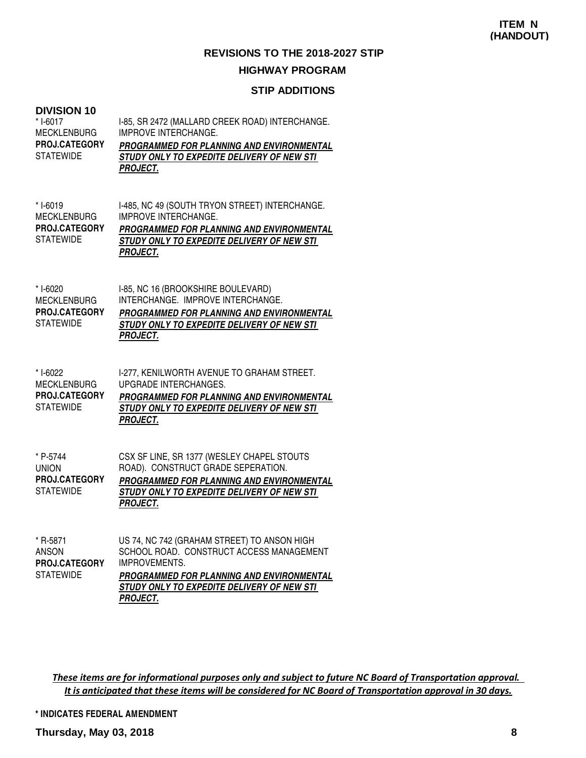**ITEM N (HANDOUT)**

## REVISIONS TO THE 2018-2027 STIP

### HIGHWAY PROGRAM

### STIP ADDITIONS

**DIVISION 10**

| | |
|---|---|
| * I-6017<br>MECKLENBURG<br>**PROJ.CATEGORY**<br>STATEWIDE | I-85, SR 2472 (MALLARD CREEK ROAD) INTERCHANGE. IMPROVE INTERCHANGE.<br>***PROGRAMMED FOR PLANNING AND ENVIRONMENTAL STUDY ONLY TO EXPEDITE DELIVERY OF NEW STI PROJECT.*** |
| * I-6019<br>MECKLENBURG<br>**PROJ.CATEGORY**<br>STATEWIDE | I-485, NC 49 (SOUTH TRYON STREET) INTERCHANGE. IMPROVE INTERCHANGE.<br>***PROGRAMMED FOR PLANNING AND ENVIRONMENTAL STUDY ONLY TO EXPEDITE DELIVERY OF NEW STI PROJECT.*** |
| * I-6020<br>MECKLENBURG<br>**PROJ.CATEGORY**<br>STATEWIDE | I-85, NC 16 (BROOKSHIRE BOULEVARD) INTERCHANGE. IMPROVE INTERCHANGE.<br>***PROGRAMMED FOR PLANNING AND ENVIRONMENTAL STUDY ONLY TO EXPEDITE DELIVERY OF NEW STI PROJECT.*** |
| * I-6022<br>MECKLENBURG<br>**PROJ.CATEGORY**<br>STATEWIDE | I-277, KENILWORTH AVENUE TO GRAHAM STREET. UPGRADE INTERCHANGES.<br>***PROGRAMMED FOR PLANNING AND ENVIRONMENTAL STUDY ONLY TO EXPEDITE DELIVERY OF NEW STI PROJECT.*** |
| * P-5744<br>UNION<br>**PROJ.CATEGORY**<br>STATEWIDE | CSX SF LINE, SR 1377 (WESLEY CHAPEL STOUTS ROAD). CONSTRUCT GRADE SEPERATION.<br>***PROGRAMMED FOR PLANNING AND ENVIRONMENTAL STUDY ONLY TO EXPEDITE DELIVERY OF NEW STI PROJECT.*** |
| * R-5871<br>ANSON<br>**PROJ.CATEGORY**<br>STATEWIDE | US 74, NC 742 (GRAHAM STREET) TO ANSON HIGH SCHOOL ROAD. CONSTRUCT ACCESS MANAGEMENT IMPROVEMENTS.<br>***PROGRAMMED FOR PLANNING AND ENVIRONMENTAL STUDY ONLY TO EXPEDITE DELIVERY OF NEW STI PROJECT.*** |

*These items are for informational purposes only and subject to future NC Board of Transportation approval. It is anticipated that these items will be considered for NC Board of Transportation approval in 30 days.*

**\* INDICATES FEDERAL AMENDMENT**

**Thursday, May 03, 2018**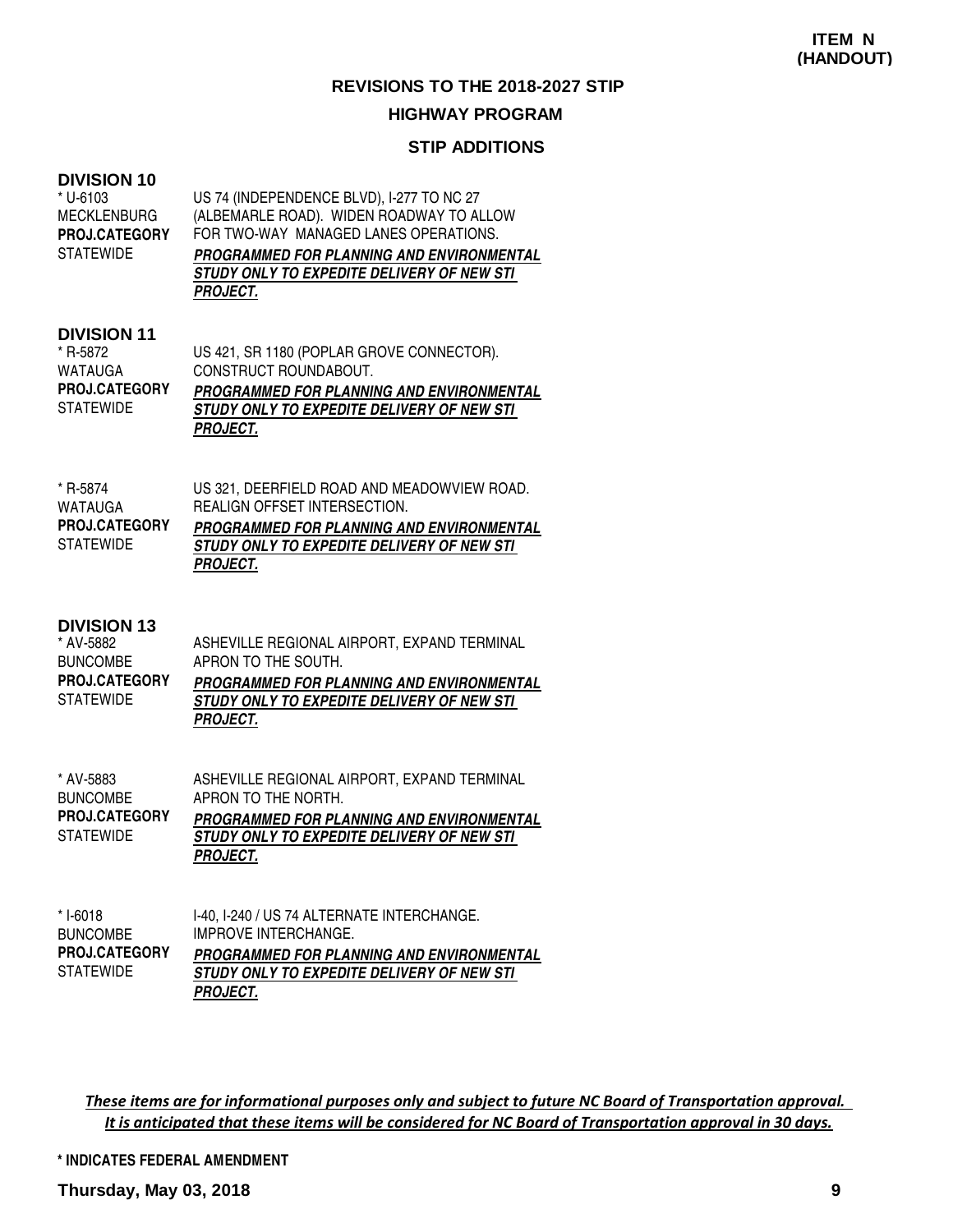**ITEM N (HANDOUT)**

## REVISIONS TO THE 2018-2027 STIP

### HIGHWAY PROGRAM

### STIP ADDITIONS

**DIVISION 10**

* U-6103
MECKLENBURG
**PROJ.CATEGORY**
STATEWIDE

US 74 (INDEPENDENCE BLVD), I-277 TO NC 27 (ALBEMARLE ROAD). WIDEN ROADWAY TO ALLOW FOR TWO-WAY MANAGED LANES OPERATIONS.
***PROGRAMMED FOR PLANNING AND ENVIRONMENTAL STUDY ONLY TO EXPEDITE DELIVERY OF NEW STI PROJECT.***

**DIVISION 11**

* R-5872
WATAUGA
**PROJ.CATEGORY**
STATEWIDE

US 421, SR 1180 (POPLAR GROVE CONNECTOR). CONSTRUCT ROUNDABOUT.
***PROGRAMMED FOR PLANNING AND ENVIRONMENTAL STUDY ONLY TO EXPEDITE DELIVERY OF NEW STI PROJECT.***

* R-5874
WATAUGA
**PROJ.CATEGORY**
STATEWIDE

US 321, DEERFIELD ROAD AND MEADOWVIEW ROAD. REALIGN OFFSET INTERSECTION.
***PROGRAMMED FOR PLANNING AND ENVIRONMENTAL STUDY ONLY TO EXPEDITE DELIVERY OF NEW STI PROJECT.***

**DIVISION 13**

* AV-5882
BUNCOMBE
**PROJ.CATEGORY**
STATEWIDE

ASHEVILLE REGIONAL AIRPORT, EXPAND TERMINAL APRON TO THE SOUTH.
***PROGRAMMED FOR PLANNING AND ENVIRONMENTAL STUDY ONLY TO EXPEDITE DELIVERY OF NEW STI PROJECT.***

* AV-5883
BUNCOMBE
**PROJ.CATEGORY**
STATEWIDE

ASHEVILLE REGIONAL AIRPORT, EXPAND TERMINAL APRON TO THE NORTH.
***PROGRAMMED FOR PLANNING AND ENVIRONMENTAL STUDY ONLY TO EXPEDITE DELIVERY OF NEW STI PROJECT.***

* I-6018
BUNCOMBE
**PROJ.CATEGORY**
STATEWIDE

I-40, I-240 / US 74 ALTERNATE INTERCHANGE. IMPROVE INTERCHANGE.
***PROGRAMMED FOR PLANNING AND ENVIRONMENTAL STUDY ONLY TO EXPEDITE DELIVERY OF NEW STI PROJECT.***

***These items are for informational purposes only and subject to future NC Board of Transportation approval. It is anticipated that these items will be considered for NC Board of Transportation approval in 30 days.***

**\* INDICATES FEDERAL AMENDMENT**

**Thursday, May 03, 2018**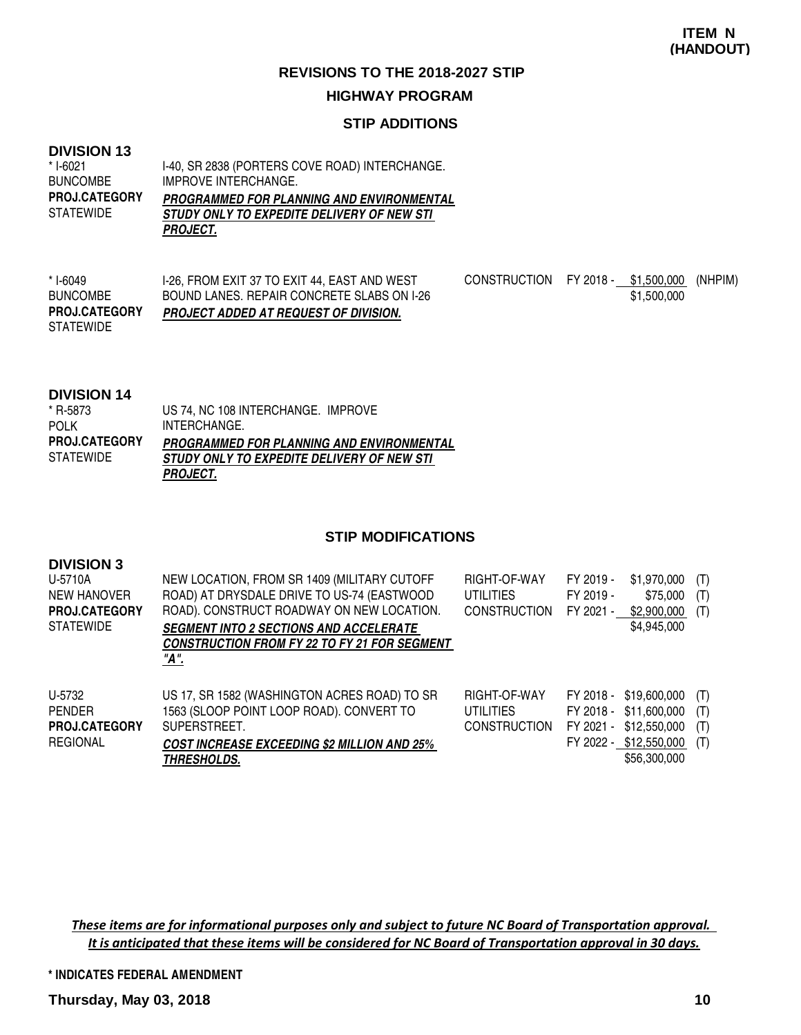**ITEM N (HANDOUT)**

# REVISIONS TO THE 2018-2027 STIP

## HIGHWAY PROGRAM

### STIP ADDITIONS

**DIVISION 13**

| Project | Description | Phase | Fiscal Year | Amount | Fund |
|---|---|---|---|---|---|
| * I-6021<br>BUNCOMBE<br>**PROJ.CATEGORY**<br>STATEWIDE | I-40, SR 2838 (PORTERS COVE ROAD) INTERCHANGE. IMPROVE INTERCHANGE.<br>***PROGRAMMED FOR PLANNING AND ENVIRONMENTAL STUDY ONLY TO EXPEDITE DELIVERY OF NEW STI PROJECT.*** | | | | |
| * I-6049<br>BUNCOMBE<br>**PROJ.CATEGORY**<br>STATEWIDE | I-26, FROM EXIT 37 TO EXIT 44, EAST AND WEST BOUND LANES. REPAIR CONCRETE SLABS ON I-26<br>***PROJECT ADDED AT REQUEST OF DIVISION.*** | CONSTRUCTION | FY 2018 - | $1,500,000 | (NHPIM) |
| | | | | $1,500,000 | |

**DIVISION 14**

| Project | Description |
|---|---|
| * R-5873<br>POLK<br>**PROJ.CATEGORY**<br>STATEWIDE | US 74, NC 108 INTERCHANGE. IMPROVE INTERCHANGE.<br>***PROGRAMMED FOR PLANNING AND ENVIRONMENTAL STUDY ONLY TO EXPEDITE DELIVERY OF NEW STI PROJECT.*** |

### STIP MODIFICATIONS

**DIVISION 3**

| Project | Description | Phase | Fiscal Year | Amount | Fund |
|---|---|---|---|---|---|
| U-5710A<br>NEW HANOVER<br>**PROJ.CATEGORY**<br>STATEWIDE | NEW LOCATION, FROM SR 1409 (MILITARY CUTOFF ROAD) AT DRYSDALE DRIVE TO US-74 (EASTWOOD ROAD). CONSTRUCT ROADWAY ON NEW LOCATION.<br>***SEGMENT INTO 2 SECTIONS AND ACCELERATE CONSTRUCTION FROM FY 22 TO FY 21 FOR SEGMENT "A".*** | RIGHT-OF-WAY | FY 2019 - | $1,970,000 | (T) |
| | | UTILITIES | FY 2019 - | $75,000 | (T) |
| | | CONSTRUCTION | FY 2021 - | $2,900,000 | (T) |
| | | | | $4,945,000 | |
| U-5732<br>PENDER<br>**PROJ.CATEGORY**<br>REGIONAL | US 17, SR 1582 (WASHINGTON ACRES ROAD) TO SR 1563 (SLOOP POINT LOOP ROAD). CONVERT TO SUPERSTREET.<br>***COST INCREASE EXCEEDING $2 MILLION AND 25% THRESHOLDS.*** | RIGHT-OF-WAY | FY 2018 - | $19,600,000 | (T) |
| | | UTILITIES | FY 2018 - | $11,600,000 | (T) |
| | | CONSTRUCTION | FY 2021 - | $12,550,000 | (T) |
| | | | FY 2022 - | $12,550,000 | (T) |
| | | | | $56,300,000 | |

***These items are for informational purposes only and subject to future NC Board of Transportation approval. It is anticipated that these items will be considered for NC Board of Transportation approval in 30 days.***

**\* INDICATES FEDERAL AMENDMENT**

**Thursday, May 03, 2018**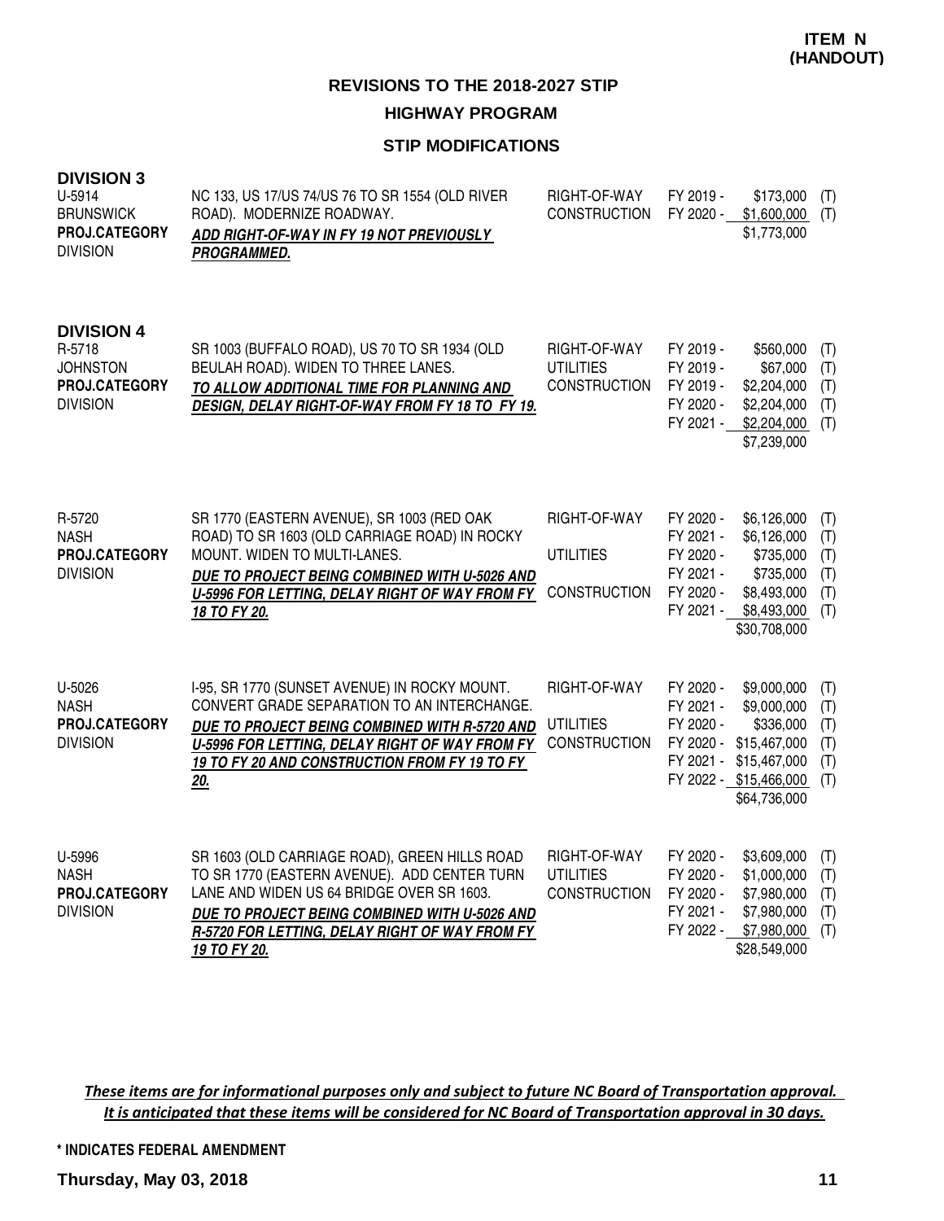**ITEM N (HANDOUT)**

## REVISIONS TO THE 2018-2027 STIP

### HIGHWAY PROGRAM

### STIP MODIFICATIONS

**DIVISION 3**

| | | | | | |
|---|---|---|---|---|---|
| U-5914<br>BRUNSWICK<br>**PROJ.CATEGORY**<br>DIVISION | NC 133, US 17/US 74/US 76 TO SR 1554 (OLD RIVER ROAD). MODERNIZE ROADWAY.<br>***ADD RIGHT-OF-WAY IN FY 19 NOT PREVIOUSLY PROGRAMMED.*** | RIGHT-OF-WAY<br>CONSTRUCTION | FY 2019 -<br>FY 2020 - | \$173,000<br>\$1,600,000<br>\$1,773,000 | (T)<br>(T) |

**DIVISION 4**

| | | | | | |
|---|---|---|---|---|---|
| R-5718<br>JOHNSTON<br>**PROJ.CATEGORY**<br>DIVISION | SR 1003 (BUFFALO ROAD), US 70 TO SR 1934 (OLD BEULAH ROAD). WIDEN TO THREE LANES.<br>***TO ALLOW ADDITIONAL TIME FOR PLANNING AND DESIGN, DELAY RIGHT-OF-WAY FROM FY 18 TO FY 19.*** | RIGHT-OF-WAY<br>UTILITIES<br>CONSTRUCTION | FY 2019 -<br>FY 2019 -<br>FY 2019 -<br>FY 2020 -<br>FY 2021 - | \$560,000<br>\$67,000<br>\$2,204,000<br>\$2,204,000<br>\$2,204,000<br>\$7,239,000 | (T)<br>(T)<br>(T)<br>(T)<br>(T) |
| R-5720<br>NASH<br>**PROJ.CATEGORY**<br>DIVISION | SR 1770 (EASTERN AVENUE), SR 1003 (RED OAK ROAD) TO SR 1603 (OLD CARRIAGE ROAD) IN ROCKY MOUNT. WIDEN TO MULTI-LANES.<br>***DUE TO PROJECT BEING COMBINED WITH U-5026 AND U-5996 FOR LETTING, DELAY RIGHT OF WAY FROM FY 18 TO FY 20.*** | RIGHT-OF-WAY<br><br>UTILITIES<br><br>CONSTRUCTION | FY 2020 -<br>FY 2021 -<br>FY 2020 -<br>FY 2021 -<br>FY 2020 -<br>FY 2021 - | \$6,126,000<br>\$6,126,000<br>\$735,000<br>\$735,000<br>\$8,493,000<br>\$8,493,000<br>\$30,708,000 | (T)<br>(T)<br>(T)<br>(T)<br>(T)<br>(T) |
| U-5026<br>NASH<br>**PROJ.CATEGORY**<br>DIVISION | I-95, SR 1770 (SUNSET AVENUE) IN ROCKY MOUNT. CONVERT GRADE SEPARATION TO AN INTERCHANGE.<br>***DUE TO PROJECT BEING COMBINED WITH R-5720 AND U-5996 FOR LETTING, DELAY RIGHT OF WAY FROM FY 19 TO FY 20 AND CONSTRUCTION FROM FY 19 TO FY 20.*** | RIGHT-OF-WAY<br><br>UTILITIES<br>CONSTRUCTION | FY 2020 -<br>FY 2021 -<br>FY 2020 -<br>FY 2020 -<br>FY 2021 -<br>FY 2022 - | \$9,000,000<br>\$9,000,000<br>\$336,000<br>\$15,467,000<br>\$15,467,000<br>\$15,466,000<br>\$64,736,000 | (T)<br>(T)<br>(T)<br>(T)<br>(T)<br>(T) |
| U-5996<br>NASH<br>**PROJ.CATEGORY**<br>DIVISION | SR 1603 (OLD CARRIAGE ROAD), GREEN HILLS ROAD TO SR 1770 (EASTERN AVENUE). ADD CENTER TURN LANE AND WIDEN US 64 BRIDGE OVER SR 1603.<br>***DUE TO PROJECT BEING COMBINED WITH U-5026 AND R-5720 FOR LETTING, DELAY RIGHT OF WAY FROM FY 19 TO FY 20.*** | RIGHT-OF-WAY<br>UTILITIES<br>CONSTRUCTION | FY 2020 -<br>FY 2020 -<br>FY 2020 -<br>FY 2021 -<br>FY 2022 - | \$3,609,000<br>\$1,000,000<br>\$7,980,000<br>\$7,980,000<br>\$7,980,000<br>\$28,549,000 | (T)<br>(T)<br>(T)<br>(T)<br>(T) |

***These items are for informational purposes only and subject to future NC Board of Transportation approval. It is anticipated that these items will be considered for NC Board of Transportation approval in 30 days.***

**\* INDICATES FEDERAL AMENDMENT**

**Thursday, May 03, 2018**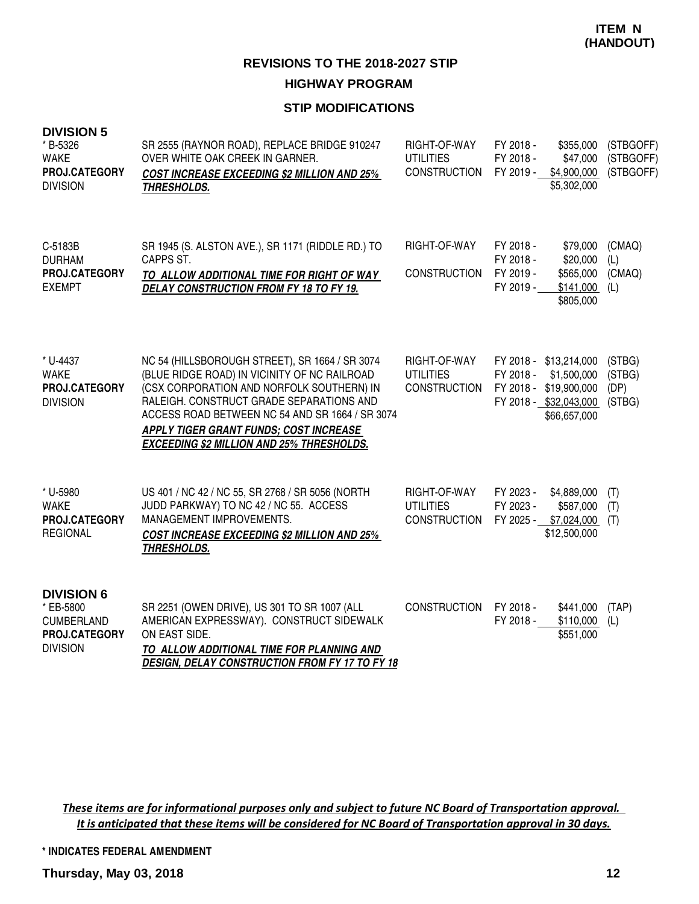**ITEM N (HANDOUT)**

# REVISIONS TO THE 2018-2027 STIP

## HIGHWAY PROGRAM

### STIP MODIFICATIONS

**DIVISION 5**

| Project | Description | Work Type | Fiscal Year | Amount | Funding |
|---|---|---|---|---|---|
| * B-5326<br>WAKE<br>**PROJ.CATEGORY**<br>DIVISION | SR 2555 (RAYNOR ROAD), REPLACE BRIDGE 910247 OVER WHITE OAK CREEK IN GARNER.<br>***COST INCREASE EXCEEDING $2 MILLION AND 25% THRESHOLDS.*** | RIGHT-OF-WAY<br>UTILITIES<br>CONSTRUCTION | FY 2018 -<br>FY 2018 -<br>FY 2019 - | $355,000<br>$47,000<br>$4,900,000<br>$5,302,000 | (STBGOFF)<br>(STBGOFF)<br>(STBGOFF) |
| C-5183B<br>DURHAM<br>**PROJ.CATEGORY**<br>EXEMPT | SR 1945 (S. ALSTON AVE.), SR 1171 (RIDDLE RD.) TO CAPPS ST.<br>***TO ALLOW ADDITIONAL TIME FOR RIGHT OF WAY DELAY CONSTRUCTION FROM FY 18 TO FY 19.*** | RIGHT-OF-WAY<br><br>CONSTRUCTION | FY 2018 -<br>FY 2018 -<br>FY 2019 -<br>FY 2019 - | $79,000<br>$20,000<br>$565,000<br>$141,000<br>$805,000 | (CMAQ)<br>(L)<br>(CMAQ)<br>(L) |
| * U-4437<br>WAKE<br>**PROJ.CATEGORY**<br>DIVISION | NC 54 (HILLSBOROUGH STREET), SR 1664 / SR 3074 (BLUE RIDGE ROAD) IN VICINITY OF NC RAILROAD (CSX CORPORATION AND NORFOLK SOUTHERN) IN RALEIGH. CONSTRUCT GRADE SEPARATIONS AND ACCESS ROAD BETWEEN NC 54 AND SR 1664 / SR 3074<br>***APPLY TIGER GRANT FUNDS; COST INCREASE EXCEEDING $2 MILLION AND 25% THRESHOLDS.*** | RIGHT-OF-WAY<br>UTILITIES<br>CONSTRUCTION | FY 2018 -<br>FY 2018 -<br>FY 2018 -<br>FY 2018 - | $13,214,000<br>$1,500,000<br>$19,900,000<br>$32,043,000<br>$66,657,000 | (STBG)<br>(STBG)<br>(DP)<br>(STBG) |
| * U-5980<br>WAKE<br>**PROJ.CATEGORY**<br>REGIONAL | US 401 / NC 42 / NC 55, SR 2768 / SR 5056 (NORTH JUDD PARKWAY) TO NC 42 / NC 55. ACCESS MANAGEMENT IMPROVEMENTS.<br>***COST INCREASE EXCEEDING $2 MILLION AND 25% THRESHOLDS.*** | RIGHT-OF-WAY<br>UTILITIES<br>CONSTRUCTION | FY 2023 -<br>FY 2023 -<br>FY 2025 - | $4,889,000<br>$587,000<br>$7,024,000<br>$12,500,000 | (T)<br>(T)<br>(T) |

**DIVISION 6**

| Project | Description | Work Type | Fiscal Year | Amount | Funding |
|---|---|---|---|---|---|
| * EB-5800<br>CUMBERLAND<br>**PROJ.CATEGORY**<br>DIVISION | SR 2251 (OWEN DRIVE), US 301 TO SR 1007 (ALL AMERICAN EXPRESSWAY). CONSTRUCT SIDEWALK ON EAST SIDE.<br>***TO ALLOW ADDITIONAL TIME FOR PLANNING AND DESIGN, DELAY CONSTRUCTION FROM FY 17 TO FY 18*** | CONSTRUCTION | FY 2018 -<br>FY 2018 - | $441,000<br>$110,000<br>$551,000 | (TAP)<br>(L) |

***These items are for informational purposes only and subject to future NC Board of Transportation approval. It is anticipated that these items will be considered for NC Board of Transportation approval in 30 days.***

**\* INDICATES FEDERAL AMENDMENT**

**Thursday, May 03, 2018**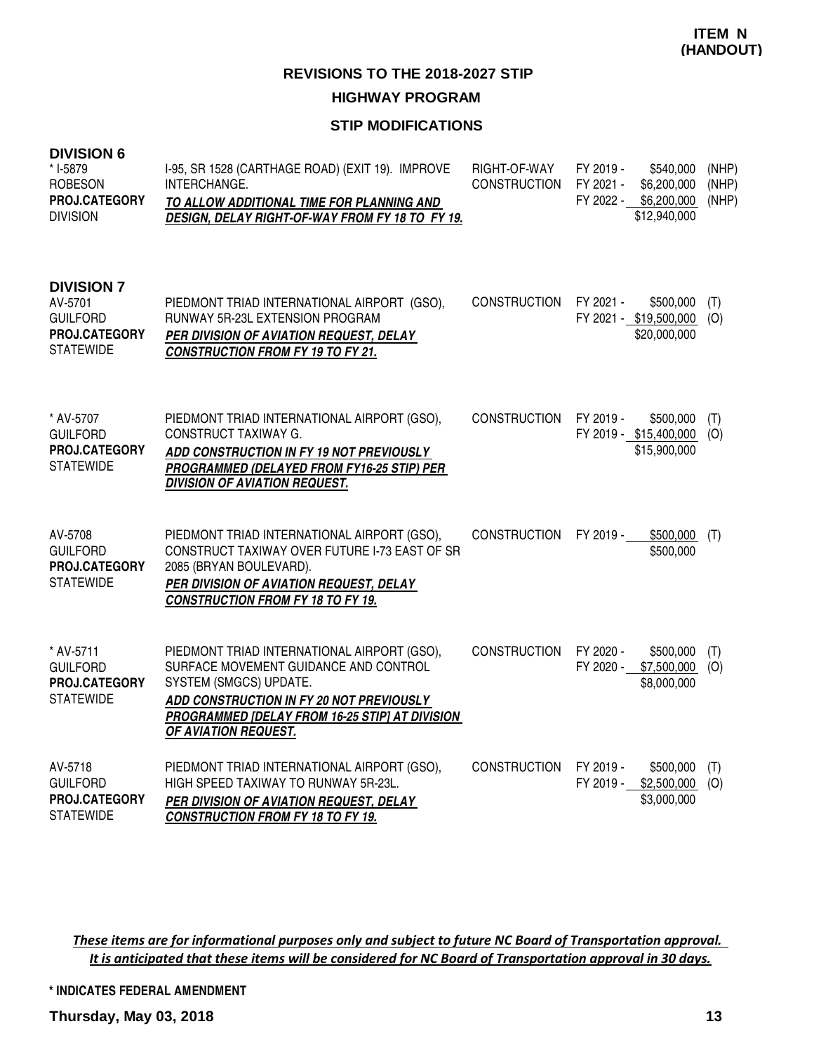**ITEM N (HANDOUT)**

## REVISIONS TO THE 2018-2027 STIP

### HIGHWAY PROGRAM

### STIP MODIFICATIONS

**DIVISION 6**

| | | | | | |
|---|---|---|---|---|---|
| * I-5879<br>ROBESON<br>**PROJ.CATEGORY**<br>DIVISION | I-95, SR 1528 (CARTHAGE ROAD) (EXIT 19). IMPROVE INTERCHANGE.<br>***TO ALLOW ADDITIONAL TIME FOR PLANNING AND DESIGN, DELAY RIGHT-OF-WAY FROM FY 18 TO FY 19.*** | RIGHT-OF-WAY<br>CONSTRUCTION | FY 2019 -<br>FY 2021 -<br>FY 2022 - | $540,000<br>$6,200,000<br>$6,200,000<br>$12,940,000 | (NHP)<br>(NHP)<br>(NHP) |

**DIVISION 7**

| | | | | | |
|---|---|---|---|---|---|
| AV-5701<br>GUILFORD<br>**PROJ.CATEGORY**<br>STATEWIDE | PIEDMONT TRIAD INTERNATIONAL AIRPORT (GSO), RUNWAY 5R-23L EXTENSION PROGRAM<br>***PER DIVISION OF AVIATION REQUEST, DELAY CONSTRUCTION FROM FY 19 TO FY 21.*** | CONSTRUCTION | FY 2021 -<br>FY 2021 - | $500,000<br>$19,500,000<br>$20,000,000 | (T)<br>(O) |
| * AV-5707<br>GUILFORD<br>**PROJ.CATEGORY**<br>STATEWIDE | PIEDMONT TRIAD INTERNATIONAL AIRPORT (GSO), CONSTRUCT TAXIWAY G.<br>***ADD CONSTRUCTION IN FY 19 NOT PREVIOUSLY PROGRAMMED (DELAYED FROM FY16-25 STIP) PER DIVISION OF AVIATION REQUEST.*** | CONSTRUCTION | FY 2019 -<br>FY 2019 - | $500,000<br>$15,400,000<br>$15,900,000 | (T)<br>(O) |
| AV-5708<br>GUILFORD<br>**PROJ.CATEGORY**<br>STATEWIDE | PIEDMONT TRIAD INTERNATIONAL AIRPORT (GSO), CONSTRUCT TAXIWAY OVER FUTURE I-73 EAST OF SR 2085 (BRYAN BOULEVARD).<br>***PER DIVISION OF AVIATION REQUEST, DELAY CONSTRUCTION FROM FY 18 TO FY 19.*** | CONSTRUCTION | FY 2019 - | $500,000<br>$500,000 | (T) |
| * AV-5711<br>GUILFORD<br>**PROJ.CATEGORY**<br>STATEWIDE | PIEDMONT TRIAD INTERNATIONAL AIRPORT (GSO), SURFACE MOVEMENT GUIDANCE AND CONTROL SYSTEM (SMGCS) UPDATE.<br>***ADD CONSTRUCTION IN FY 20 NOT PREVIOUSLY PROGRAMMED [DELAY FROM 16-25 STIP] AT DIVISION OF AVIATION REQUEST.*** | CONSTRUCTION | FY 2020 -<br>FY 2020 - | $500,000<br>$7,500,000<br>$8,000,000 | (T)<br>(O) |
| AV-5718<br>GUILFORD<br>**PROJ.CATEGORY**<br>STATEWIDE | PIEDMONT TRIAD INTERNATIONAL AIRPORT (GSO), HIGH SPEED TAXIWAY TO RUNWAY 5R-23L.<br>***PER DIVISION OF AVIATION REQUEST, DELAY CONSTRUCTION FROM FY 18 TO FY 19.*** | CONSTRUCTION | FY 2019 -<br>FY 2019 - | $500,000<br>$2,500,000<br>$3,000,000 | (T)<br>(O) |

*These items are for informational purposes only and subject to future NC Board of Transportation approval. It is anticipated that these items will be considered for NC Board of Transportation approval in 30 days.*

**\* INDICATES FEDERAL AMENDMENT**

**Thursday, May 03, 2018**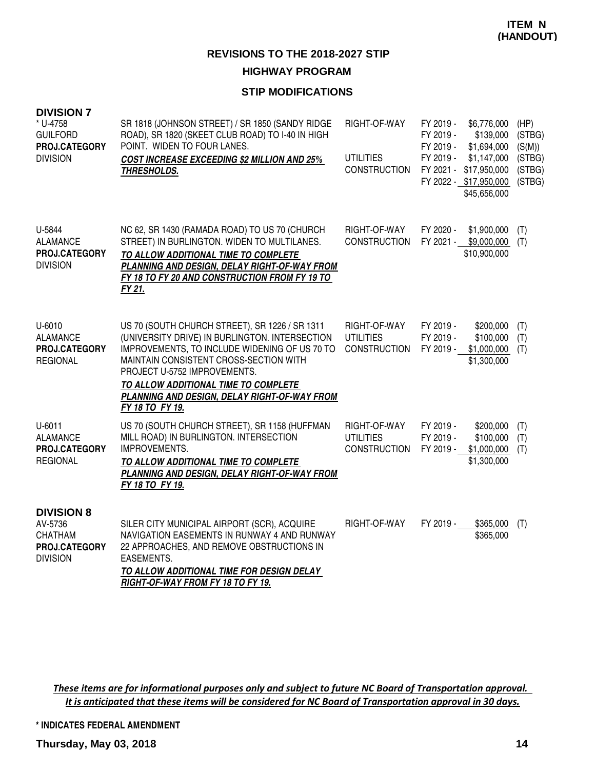**ITEM N (HANDOUT)**

## REVISIONS TO THE 2018-2027 STIP

### HIGHWAY PROGRAM

### STIP MODIFICATIONS

**DIVISION 7**

| Project | Description | Phase | Fiscal Year | Amount | Fund |
|---|---|---|---|---|---|
| * U-4758<br>GUILFORD<br>**PROJ.CATEGORY**<br>DIVISION | SR 1818 (JOHNSON STREET) / SR 1850 (SANDY RIDGE ROAD), SR 1820 (SKEET CLUB ROAD) TO I-40 IN HIGH POINT. WIDEN TO FOUR LANES.<br>***COST INCREASE EXCEEDING $2 MILLION AND 25% THRESHOLDS.*** | RIGHT-OF-WAY | FY 2019 - | $6,776,000 | (HP) |
| | | | FY 2019 - | $139,000 | (STBG) |
| | | | FY 2019 - | $1,694,000 | (S(M)) |
| | | UTILITIES | FY 2019 - | $1,147,000 | (STBG) |
| | | CONSTRUCTION | FY 2021 - | $17,950,000 | (STBG) |
| | | | FY 2022 - | $17,950,000 | (STBG) |
| | | | | $45,656,000 | |
| U-5844<br>ALAMANCE<br>**PROJ.CATEGORY**<br>DIVISION | NC 62, SR 1430 (RAMADA ROAD) TO US 70 (CHURCH STREET) IN BURLINGTON. WIDEN TO MULTILANES.<br>***TO ALLOW ADDITIONAL TIME TO COMPLETE PLANNING AND DESIGN, DELAY RIGHT-OF-WAY FROM FY 18 TO FY 20 AND CONSTRUCTION FROM FY 19 TO FY 21.*** | RIGHT-OF-WAY | FY 2020 - | $1,900,000 | (T) |
| | | CONSTRUCTION | FY 2021 - | $9,000,000 | (T) |
| | | | | $10,900,000 | |
| U-6010<br>ALAMANCE<br>**PROJ.CATEGORY**<br>REGIONAL | US 70 (SOUTH CHURCH STREET), SR 1226 / SR 1311 (UNIVERSITY DRIVE) IN BURLINGTON. INTERSECTION IMPROVEMENTS, TO INCLUDE WIDENING OF US 70 TO MAINTAIN CONSISTENT CROSS-SECTION WITH PROJECT U-5752 IMPROVEMENTS.<br>***TO ALLOW ADDITIONAL TIME TO COMPLETE PLANNING AND DESIGN, DELAY RIGHT-OF-WAY FROM FY 18 TO FY 19.*** | RIGHT-OF-WAY | FY 2019 - | $200,000 | (T) |
| | | UTILITIES | FY 2019 - | $100,000 | (T) |
| | | CONSTRUCTION | FY 2019 - | $1,000,000 | (T) |
| | | | | $1,300,000 | |
| U-6011<br>ALAMANCE<br>**PROJ.CATEGORY**<br>REGIONAL | US 70 (SOUTH CHURCH STREET), SR 1158 (HUFFMAN MILL ROAD) IN BURLINGTON. INTERSECTION IMPROVEMENTS.<br>***TO ALLOW ADDITIONAL TIME TO COMPLETE PLANNING AND DESIGN, DELAY RIGHT-OF-WAY FROM FY 18 TO FY 19.*** | RIGHT-OF-WAY | FY 2019 - | $200,000 | (T) |
| | | UTILITIES | FY 2019 - | $100,000 | (T) |
| | | CONSTRUCTION | FY 2019 - | $1,000,000 | (T) |
| | | | | $1,300,000 | |

**DIVISION 8**

| Project | Description | Phase | Fiscal Year | Amount | Fund |
|---|---|---|---|---|---|
| AV-5736<br>CHATHAM<br>**PROJ.CATEGORY**<br>DIVISION | SILER CITY MUNICIPAL AIRPORT (SCR), ACQUIRE NAVIGATION EASEMENTS IN RUNWAY 4 AND RUNWAY 22 APPROACHES, AND REMOVE OBSTRUCTIONS IN EASEMENTS.<br>***TO ALLOW ADDITIONAL TIME FOR DESIGN DELAY RIGHT-OF-WAY FROM FY 18 TO FY 19.*** | RIGHT-OF-WAY | FY 2019 - | $365,000 | (T) |
| | | | | $365,000 | |

***These items are for informational purposes only and subject to future NC Board of Transportation approval. It is anticipated that these items will be considered for NC Board of Transportation approval in 30 days.***

**\* INDICATES FEDERAL AMENDMENT**

**Thursday, May 03, 2018**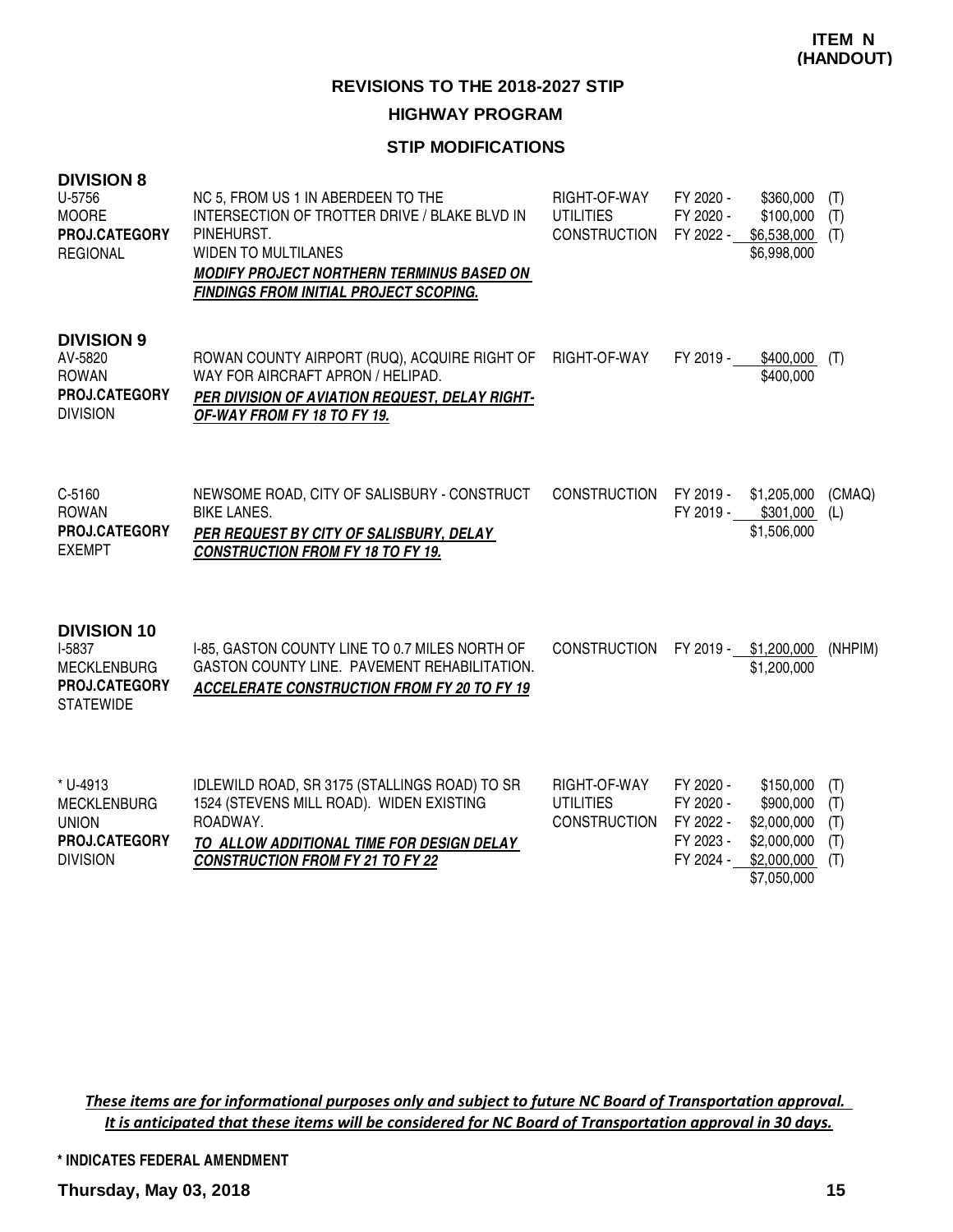**ITEM N (HANDOUT)**

## REVISIONS TO THE 2018-2027 STIP

### HIGHWAY PROGRAM

### STIP MODIFICATIONS

**DIVISION 8**

| Project | Description | Phase | FY | Amount | Fund |
|---|---|---|---|---|---|
| U-5756<br>MOORE<br>**PROJ.CATEGORY**<br>REGIONAL | NC 5, FROM US 1 IN ABERDEEN TO THE INTERSECTION OF TROTTER DRIVE / BLAKE BLVD IN PINEHURST.<br>WIDEN TO MULTILANES<br>***MODIFY PROJECT NORTHERN TERMINUS BASED ON FINDINGS FROM INITIAL PROJECT SCOPING.*** | RIGHT-OF-WAY<br>UTILITIES<br>CONSTRUCTION | FY 2020 -<br>FY 2020 -<br>FY 2022 - | \$360,000<br>\$100,000<br>\$6,538,000<br>\$6,998,000 | (T)<br>(T)<br>(T) |

**DIVISION 9**

| Project | Description | Phase | FY | Amount | Fund |
|---|---|---|---|---|---|
| AV-5820<br>ROWAN<br>**PROJ.CATEGORY**<br>DIVISION | ROWAN COUNTY AIRPORT (RUQ), ACQUIRE RIGHT OF WAY FOR AIRCRAFT APRON / HELIPAD.<br>***PER DIVISION OF AVIATION REQUEST, DELAY RIGHT-OF-WAY FROM FY 18 TO FY 19.*** | RIGHT-OF-WAY | FY 2019 - | \$400,000<br>\$400,000 | (T) |
| C-5160<br>ROWAN<br>**PROJ.CATEGORY**<br>EXEMPT | NEWSOME ROAD, CITY OF SALISBURY - CONSTRUCT BIKE LANES.<br>***PER REQUEST BY CITY OF SALISBURY, DELAY CONSTRUCTION FROM FY 18 TO FY 19.*** | CONSTRUCTION | FY 2019 -<br>FY 2019 - | \$1,205,000<br>\$301,000<br>\$1,506,000 | (CMAQ)<br>(L) |

**DIVISION 10**

| Project | Description | Phase | FY | Amount | Fund |
|---|---|---|---|---|---|
| I-5837<br>MECKLENBURG<br>**PROJ.CATEGORY**<br>STATEWIDE | I-85, GASTON COUNTY LINE TO 0.7 MILES NORTH OF GASTON COUNTY LINE. PAVEMENT REHABILITATION.<br>***ACCELERATE CONSTRUCTION FROM FY 20 TO FY 19*** | CONSTRUCTION | FY 2019 - | \$1,200,000<br>\$1,200,000 | (NHPIM) |
| * U-4913<br>MECKLENBURG<br>UNION<br>**PROJ.CATEGORY**<br>DIVISION | IDLEWILD ROAD, SR 3175 (STALLINGS ROAD) TO SR 1524 (STEVENS MILL ROAD). WIDEN EXISTING ROADWAY.<br>***TO ALLOW ADDITIONAL TIME FOR DESIGN DELAY CONSTRUCTION FROM FY 21 TO FY 22*** | RIGHT-OF-WAY<br>UTILITIES<br>CONSTRUCTION | FY 2020 -<br>FY 2020 -<br>FY 2022 -<br>FY 2023 -<br>FY 2024 - | \$150,000<br>\$900,000<br>\$2,000,000<br>\$2,000,000<br>\$2,000,000<br>\$7,050,000 | (T)<br>(T)<br>(T)<br>(T)<br>(T) |

*These items are for informational purposes only and subject to future NC Board of Transportation approval. It is anticipated that these items will be considered for NC Board of Transportation approval in 30 days.*

**\* INDICATES FEDERAL AMENDMENT**

**Thursday, May 03, 2018**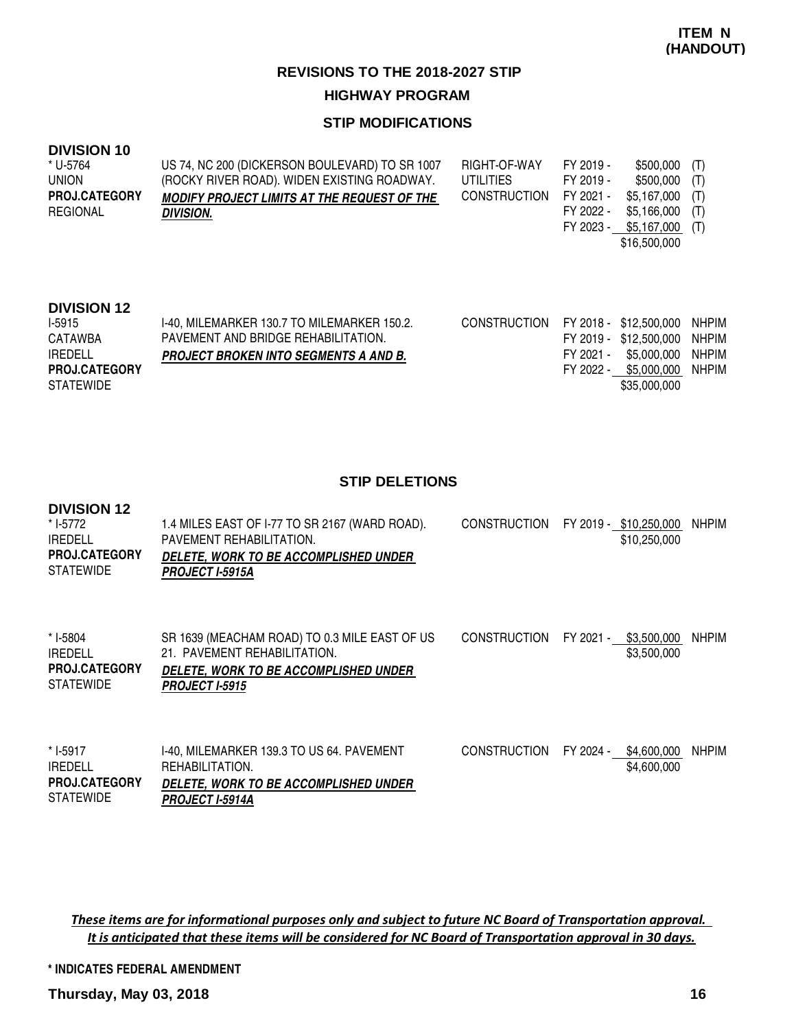**ITEM N (HANDOUT)**

## REVISIONS TO THE 2018-2027 STIP

### HIGHWAY PROGRAM

### STIP MODIFICATIONS

**DIVISION 10**

| | | | | | |
|---|---|---|---|---|---|
| * U-5764<br>UNION<br>**PROJ.CATEGORY**<br>REGIONAL | US 74, NC 200 (DICKERSON BOULEVARD) TO SR 1007 (ROCKY RIVER ROAD). WIDEN EXISTING ROADWAY.<br>***MODIFY PROJECT LIMITS AT THE REQUEST OF THE DIVISION.*** | RIGHT-OF-WAY<br>UTILITIES<br>CONSTRUCTION | FY 2019 -<br>FY 2019 -<br>FY 2021 -<br>FY 2022 -<br>FY 2023 - | \$500,000<br>\$500,000<br>\$5,167,000<br>\$5,166,000<br>\$5,167,000<br>\$16,500,000 | (T)<br>(T)<br>(T)<br>(T)<br>(T) |

**DIVISION 12**

| | | | | | |
|---|---|---|---|---|---|
| I-5915<br>CATAWBA<br>IREDELL<br>**PROJ.CATEGORY**<br>STATEWIDE | I-40, MILEMARKER 130.7 TO MILEMARKER 150.2. PAVEMENT AND BRIDGE REHABILITATION.<br>***PROJECT BROKEN INTO SEGMENTS A AND B.*** | CONSTRUCTION | FY 2018 -<br>FY 2019 -<br>FY 2021 -<br>FY 2022 - | \$12,500,000<br>\$12,500,000<br>\$5,000,000<br>\$5,000,000<br>\$35,000,000 | NHPIM<br>NHPIM<br>NHPIM<br>NHPIM |

### STIP DELETIONS

**DIVISION 12**

| | | | | | |
|---|---|---|---|---|---|
| * I-5772<br>IREDELL<br>**PROJ.CATEGORY**<br>STATEWIDE | 1.4 MILES EAST OF I-77 TO SR 2167 (WARD ROAD). PAVEMENT REHABILITATION.<br>***DELETE, WORK TO BE ACCOMPLISHED UNDER PROJECT I-5915A*** | CONSTRUCTION | FY 2019 - | \$10,250,000<br>\$10,250,000 | NHPIM |
| * I-5804<br>IREDELL<br>**PROJ.CATEGORY**<br>STATEWIDE | SR 1639 (MEACHAM ROAD) TO 0.3 MILE EAST OF US 21. PAVEMENT REHABILITATION.<br>***DELETE, WORK TO BE ACCOMPLISHED UNDER PROJECT I-5915*** | CONSTRUCTION | FY 2021 - | \$3,500,000<br>\$3,500,000 | NHPIM |
| * I-5917<br>IREDELL<br>**PROJ.CATEGORY**<br>STATEWIDE | I-40, MILEMARKER 139.3 TO US 64. PAVEMENT REHABILITATION.<br>***DELETE, WORK TO BE ACCOMPLISHED UNDER PROJECT I-5914A*** | CONSTRUCTION | FY 2024 - | \$4,600,000<br>\$4,600,000 | NHPIM |

*These items are for informational purposes only and subject to future NC Board of Transportation approval. It is anticipated that these items will be considered for NC Board of Transportation approval in 30 days.*

**\* INDICATES FEDERAL AMENDMENT**

**Thursday, May 03, 2018**